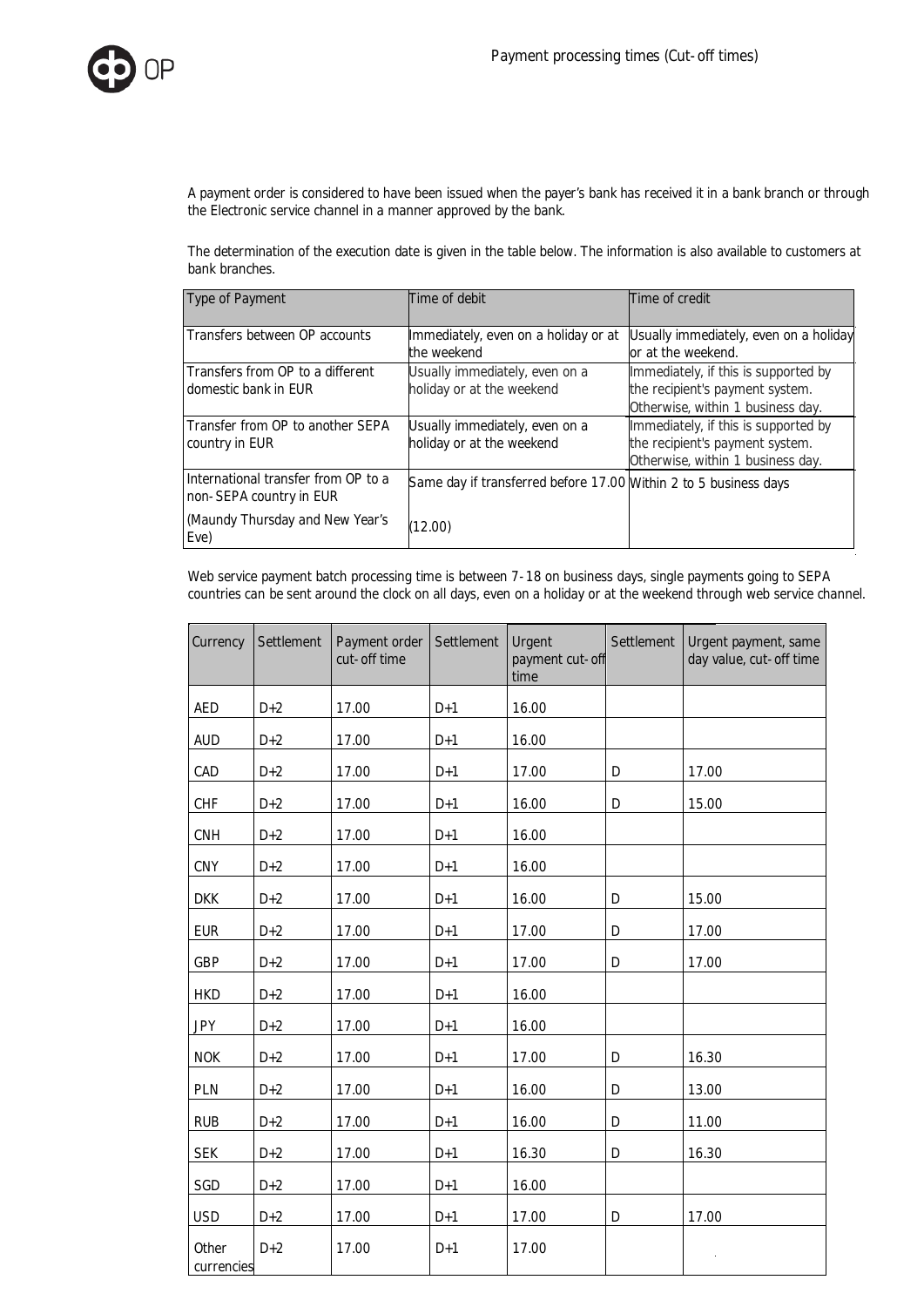# Payment processing times (Cut-off times)

A payment order is considered to have been issued when the payer's bank has received it in a bank branch or through the Electronic service channel in a manner approved by the bank.

The determination of the execution date is given in the table below. The information is also available to customers at bank branches.

| Type of Payment | Time of debit | Time of credit |
|---|---|---|
| Transfers between OP accounts | Immediately, even on a holiday or at the weekend | Usually immediately, even on a holiday or at the weekend. |
| Transfers from OP to a different domestic bank in EUR | Usually immediately, even on a holiday or at the weekend | Immediately, if this is supported by the recipient's payment system. Otherwise, within 1 business day. |
| Transfer from OP to another SEPA country in EUR | Usually immediately, even on a holiday or at the weekend | Immediately, if this is supported by the recipient's payment system. Otherwise, within 1 business day. |
| International transfer from OP to a non-SEPA country in EUR<br>(Maundy Thursday and New Year's Eve) | Same day if transferred before 17.00<br>(12.00) | Within 2 to 5 business days |

Web service payment batch processing time is between 7-18 on business days, single payments going to SEPA countries can be sent around the clock on all days, even on a holiday or at the weekend through web service channel.

| Currency | Settlement | Payment order cut-off time | Settlement | Urgent payment cut-off time | Settlement | Urgent payment, same day value, cut-off time |
|---|---|---|---|---|---|---|
| AED | D+2 | 17.00 | D+1 | 16.00 | | |
| AUD | D+2 | 17.00 | D+1 | 16.00 | | |
| CAD | D+2 | 17.00 | D+1 | 17.00 | D | 17.00 |
| CHF | D+2 | 17.00 | D+1 | 16.00 | D | 15.00 |
| CNH | D+2 | 17.00 | D+1 | 16.00 | | |
| CNY | D+2 | 17.00 | D+1 | 16.00 | | |
| DKK | D+2 | 17.00 | D+1 | 16.00 | D | 15.00 |
| EUR | D+2 | 17.00 | D+1 | 17.00 | D | 17.00 |
| GBP | D+2 | 17.00 | D+1 | 17.00 | D | 17.00 |
| HKD | D+2 | 17.00 | D+1 | 16.00 | | |
| JPY | D+2 | 17.00 | D+1 | 16.00 | | |
| NOK | D+2 | 17.00 | D+1 | 17.00 | D | 16.30 |
| PLN | D+2 | 17.00 | D+1 | 16.00 | D | 13.00 |
| RUB | D+2 | 17.00 | D+1 | 16.00 | D | 11.00 |
| SEK | D+2 | 17.00 | D+1 | 16.30 | D | 16.30 |
| SGD | D+2 | 17.00 | D+1 | 16.00 | | |
| USD | D+2 | 17.00 | D+1 | 17.00 | D | 17.00 |
| Other currencies | D+2 | 17.00 | D+1 | 17.00 | | |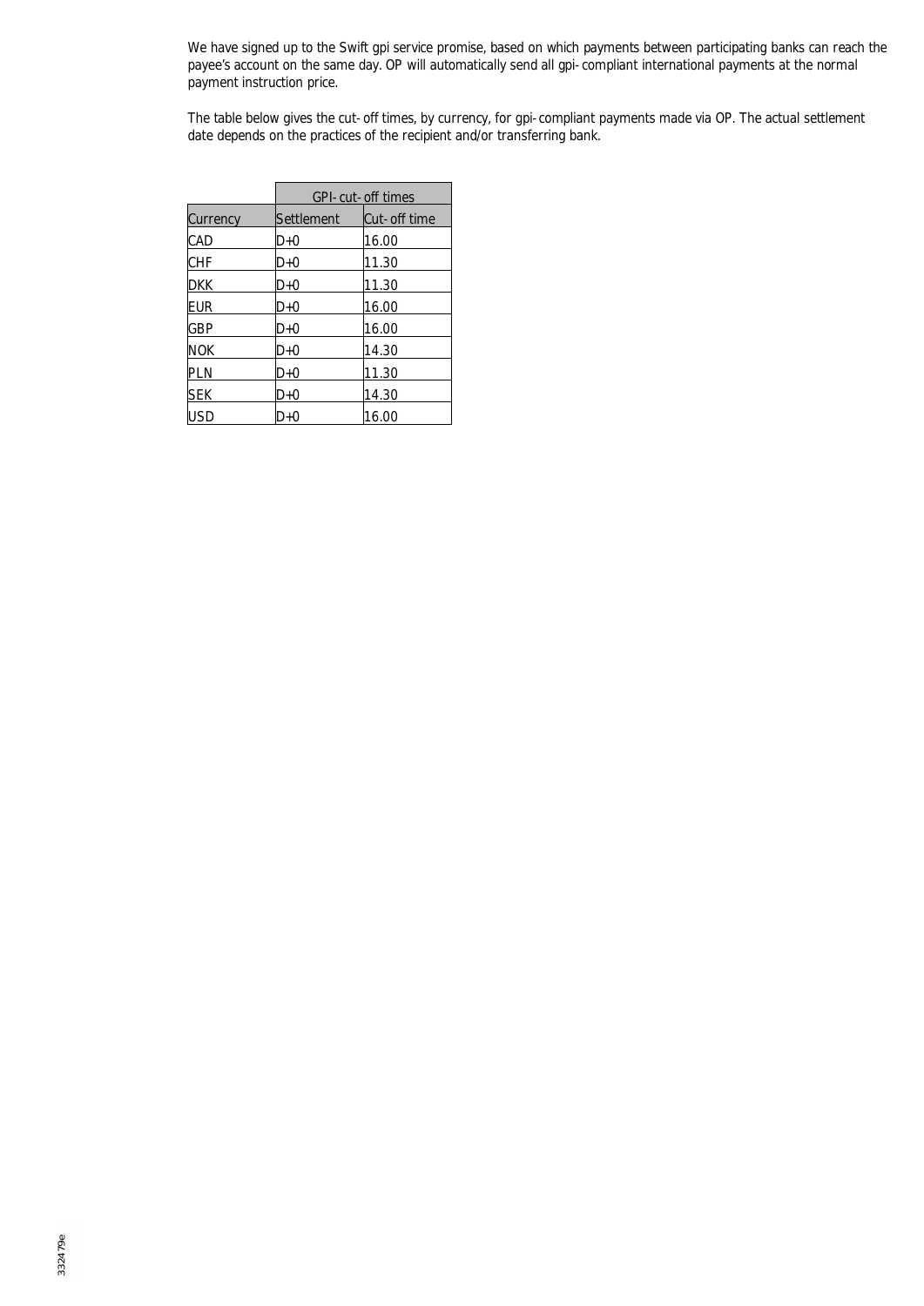We have signed up to the Swift gpi service promise, based on which payments between participating banks can reach the payee's account on the same day. OP will automatically send all gpi-compliant international payments at the normal payment instruction price.

The table below gives the cut-off times, by currency, for gpi-compliant payments made via OP. The actual settlement date depends on the practices of the recipient and/or transferring bank.

| | GPI-cut-off times | |
|---|---|---|
| Currency | Settlement | Cut-off time |
| CAD | D+0 | 16.00 |
| CHF | D+0 | 11.30 |
| DKK | D+0 | 11.30 |
| EUR | D+0 | 16.00 |
| GBP | D+0 | 16.00 |
| NOK | D+0 | 14.30 |
| PLN | D+0 | 11.30 |
| SEK | D+0 | 14.30 |
| USD | D+0 | 16.00 |

332479e